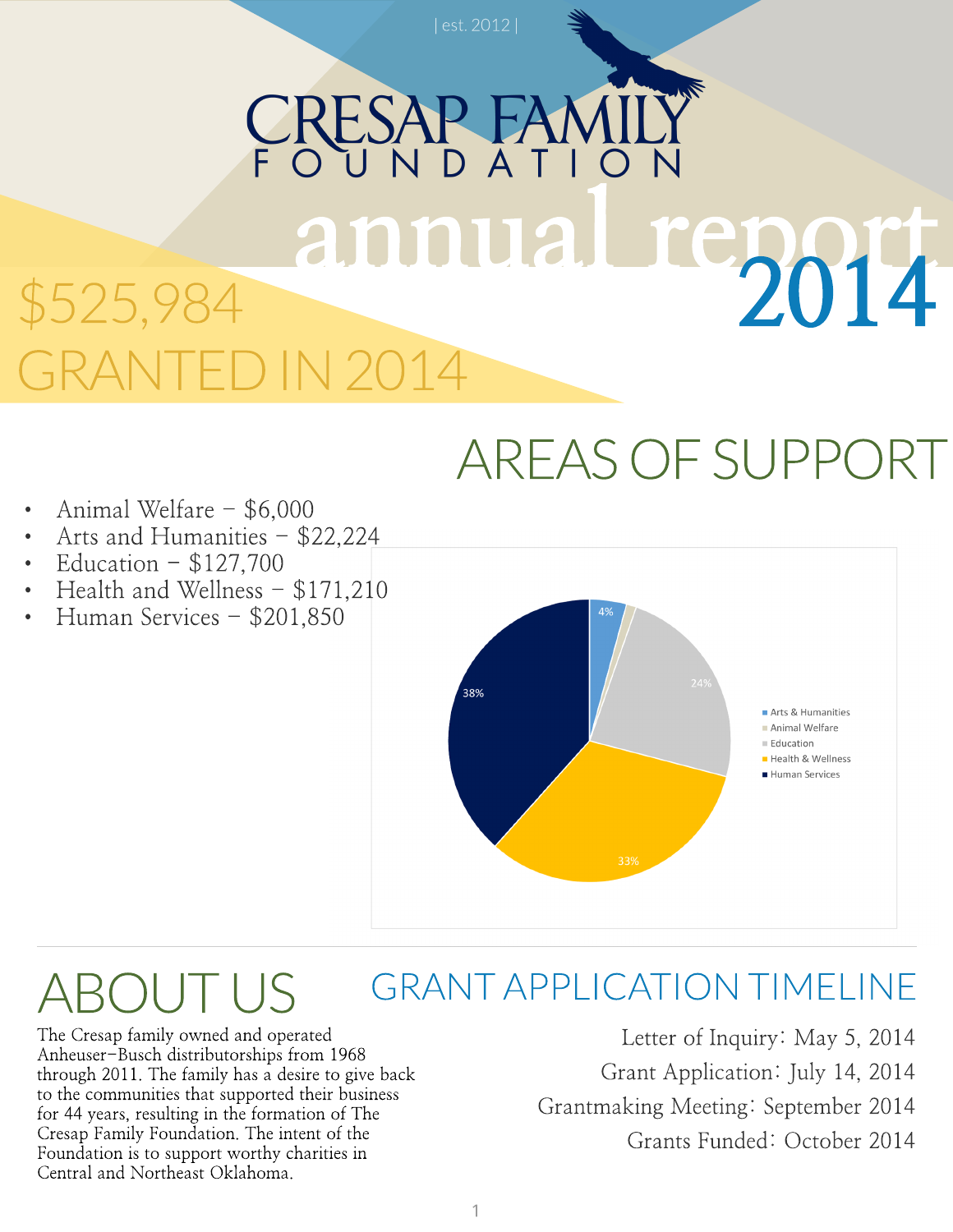| est. 2012 |

# CRESAP FAMILY FOUNDATION

# annual report 2014

## $525,984 GRANTED IN 2014

## AREAS OF SUPPORT

- Animal Welfare – $6,000
- Arts and Humanities – $22,224
- Education – $127,700
- Health and Wellness – $171,210
- Human Services – $201,850

| Category | Percentage |
| --- | --- |
| Arts & Humanities | 4% |
| Animal Welfare | |
| Education | 24% |
| Health & Wellness | 33% |
| Human Services | 38% |

## ABOUT US

The Cresap family owned and operated Anheuser-Busch distributorships from 1968 through 2011. The family has a desire to give back to the communities that supported their business for 44 years, resulting in the formation of The Cresap Family Foundation. The intent of the Foundation is to support worthy charities in Central and Northeast Oklahoma.

## GRANT APPLICATION TIMELINE

Letter of Inquiry: May 5, 2014

Grant Application: July 14, 2014

Grantmaking Meeting: September 2014

Grants Funded: October 2014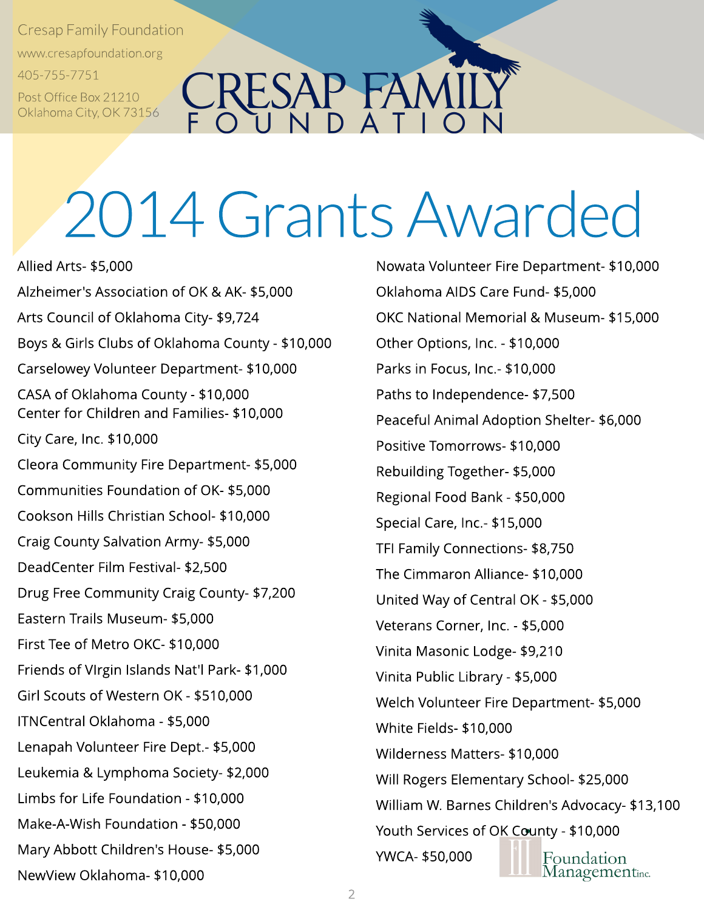Cresap Family Foundation

www.cresapfoundation.org

405-755-7751

Post Office Box 21210
Oklahoma City, OK 73156

CRESAP FAMILY FOUNDATION

# 2014 Grants Awarded

Allied Arts- $5,000

Alzheimer's Association of OK & AK- $5,000

Arts Council of Oklahoma City- $9,724

Boys & Girls Clubs of Oklahoma County - $10,000

Carselowey Volunteer Department- $10,000

CASA of Oklahoma County - $10,000

Center for Children and Families- $10,000

City Care, Inc. $10,000

Cleora Community Fire Department- $5,000

Communities Foundation of OK- $5,000

Cookson Hills Christian School- $10,000

Craig County Salvation Army- $5,000

DeadCenter Film Festival- $2,500

Drug Free Community Craig County- $7,200

Eastern Trails Museum- $5,000

First Tee of Metro OKC- $10,000

Friends of VIrgin Islands Nat'l Park- $1,000

Girl Scouts of Western OK - $510,000

ITNCentral Oklahoma - $5,000

Lenapah Volunteer Fire Dept.- $5,000

Leukemia & Lymphoma Society- $2,000

Limbs for Life Foundation - $10,000

Make-A-Wish Foundation - $50,000

Mary Abbott Children's House- $5,000

NewView Oklahoma- $10,000

Nowata Volunteer Fire Department- $10,000

Oklahoma AIDS Care Fund- $5,000

OKC National Memorial & Museum- $15,000

Other Options, Inc. - $10,000

Parks in Focus, Inc.- $10,000

Paths to Independence- $7,500

Peaceful Animal Adoption Shelter- $6,000

Positive Tomorrows- $10,000

Rebuilding Together- $5,000

Regional Food Bank - $50,000

Special Care, Inc.- $15,000

TFI Family Connections- $8,750

The Cimmaron Alliance- $10,000

United Way of Central OK - $5,000

Veterans Corner, Inc. - $5,000

Vinita Masonic Lodge- $9,210

Vinita Public Library - $5,000

Welch Volunteer Fire Department- $5,000

White Fields- $10,000

Wilderness Matters- $10,000

Will Rogers Elementary School- $25,000

William W. Barnes Children's Advocacy- $13,100

Youth Services of OK County - $10,000

YWCA- $50,000

Foundation Management inc.